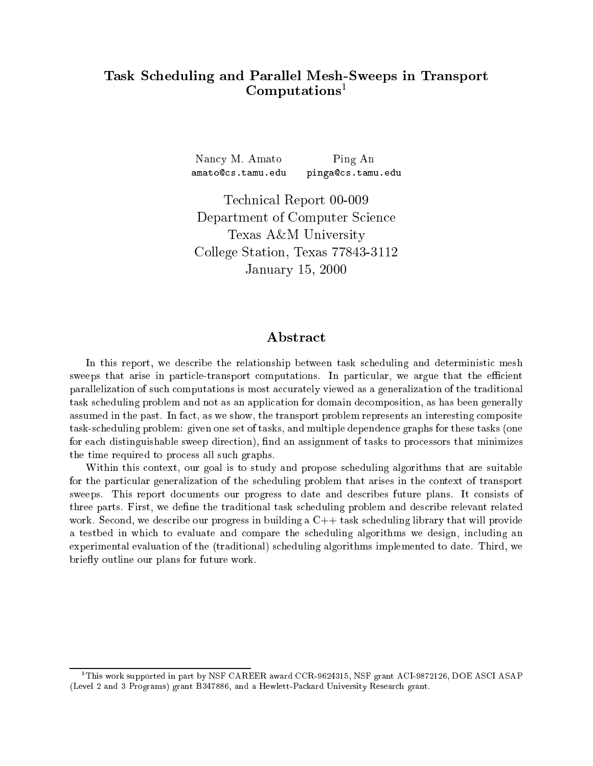# Task Scheduling and Parallel Mesh-Sweeps in Transport Computations[1]

Nancy M. Amato
amato@cs.tamu.edu

Ping An
pinga@cs.tamu.edu

Technical Report 00-009
Department of Computer Science
Texas A&M University
College Station, Texas 77843-3112
January 15, 2000

## Abstract

In this report, we describe the relationship between task scheduling and deterministic mesh sweeps that arise in particle-transport computations. In particular, we argue that the efficient parallelization of such computations is most accurately viewed as a generalization of the traditional task scheduling problem and not as an application for domain decomposition, as has been generally assumed in the past. In fact, as we show, the transport problem represents an interesting composite task-scheduling problem: given one set of tasks, and multiple dependence graphs for these tasks (one for each distinguishable sweep direction), find an assignment of tasks to processors that minimizes the time required to process all such graphs.

Within this context, our goal is to study and propose scheduling algorithms that are suitable for the particular generalization of the scheduling problem that arises in the context of transport sweeps. This report documents our progress to date and describes future plans. It consists of three parts. First, we define the traditional task scheduling problem and describe relevant related work. Second, we describe our progress in building a C++ task scheduling library that will provide a testbed in which to evaluate and compare the scheduling algorithms we design, including an experimental evaluation of the (traditional) scheduling algorithms implemented to date. Third, we briefly outline our plans for future work.

[1] This work supported in part by NSF CAREER award CCR-9624315, NSF grant ACI-9872126, DOE ASCI ASAP (Level 2 and 3 Programs) grant B347886, and a Hewlett-Packard University Research grant.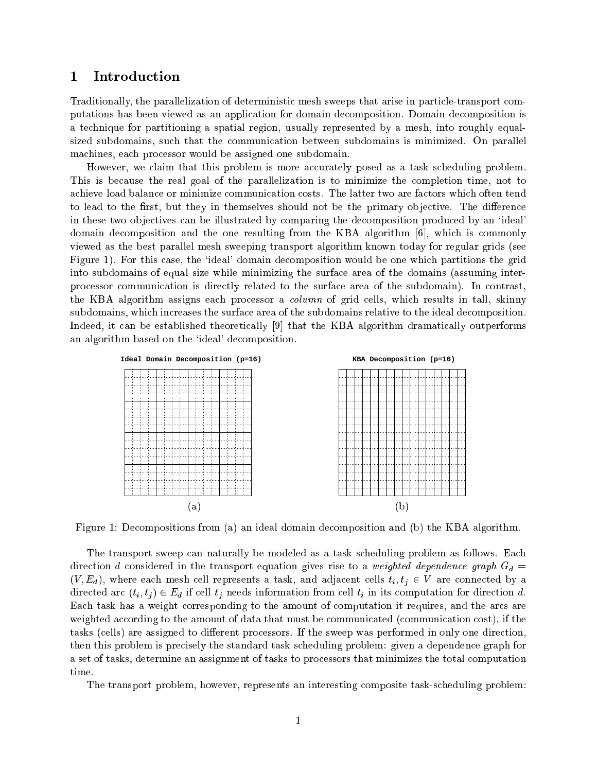# 1 Introduction

Traditionally, the parallelization of deterministic mesh sweeps that arise in particle-transport computations has been viewed as an application for domain decomposition. Domain decomposition is a technique for partitioning a spatial region, usually represented by a mesh, into roughly equal-sized subdomains, such that the communication between subdomains is minimized. On parallel machines, each processor would be assigned one subdomain.

However, we claim that this problem is more accurately posed as a task scheduling problem. This is because the real goal of the parallelization is to minimize the completion time, not to achieve load balance or minimize communication costs. The latter two are factors which often tend to lead to the first, but they in themselves should not be the primary objective. The difference in these two objectives can be illustrated by comparing the decomposition produced by an 'ideal' domain decomposition and the one resulting from the KBA algorithm [6], which is commonly viewed as the best parallel mesh sweeping transport algorithm known today for regular grids (see Figure 1). For this case, the 'ideal' domain decomposition would be one which partitions the grid into subdomains of equal size while minimizing the surface area of the domains (assuming inter-processor communication is directly related to the surface area of the subdomain). In contrast, the KBA algorithm assigns each processor a *column* of grid cells, which results in tall, skinny subdomains, which increases the surface area of the subdomains relative to the ideal decomposition. Indeed, it can be established theoretically [9] that the KBA algorithm dramatically outperforms an algorithm based on the 'ideal' decomposition.

Ideal Domain Decomposition (p=16)

(a)

KBA Decomposition (p=16)

(b)

Figure 1: Decompositions from (a) an ideal domain decomposition and (b) the KBA algorithm.

The transport sweep can naturally be modeled as a task scheduling problem as follows. Each direction $d$ considered in the transport equation gives rise to a *weighted dependence graph* $G_d = (V, E_d)$, where each mesh cell represents a task, and adjacent cells $t_i, t_j \in V$ are connected by a directed arc $(t_i, t_j) \in E_d$ if cell $t_j$ needs information from cell $t_i$ in its computation for direction $d$. Each task has a weight corresponding to the amount of computation it requires, and the arcs are weighted according to the amount of data that must be communicated (communication cost), if the tasks (cells) are assigned to different processors. If the sweep was performed in only one direction, then this problem is precisely the standard task scheduling problem: given a dependence graph for a set of tasks, determine an assignment of tasks to processors that minimizes the total computation time.

The transport problem, however, represents an interesting composite task-scheduling problem: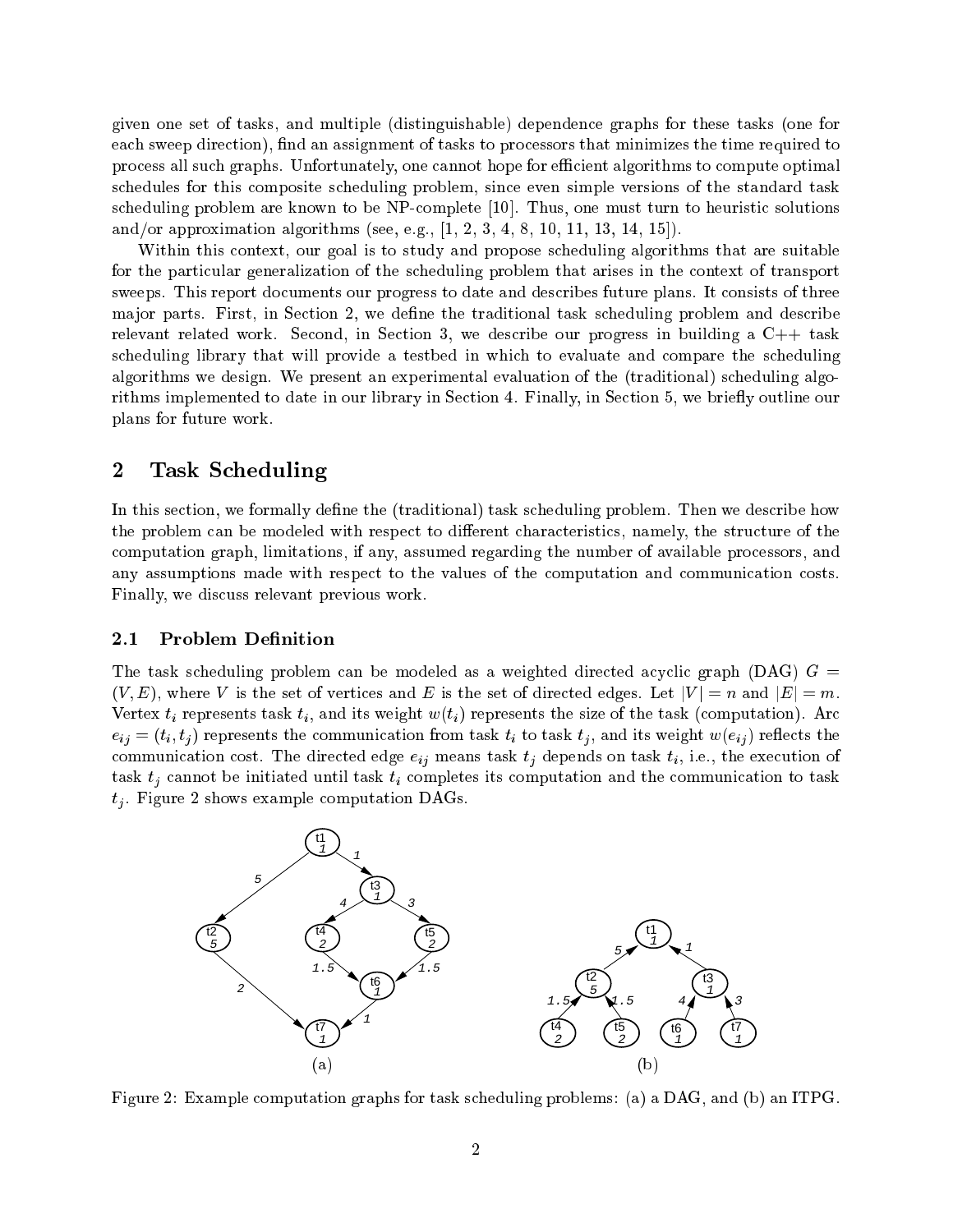given one set of tasks, and multiple (distinguishable) dependence graphs for these tasks (one for each sweep direction), find an assignment of tasks to processors that minimizes the time required to process all such graphs. Unfortunately, one cannot hope for efficient algorithms to compute optimal schedules for this composite scheduling problem, since even simple versions of the standard task scheduling problem are known to be NP-complete [10]. Thus, one must turn to heuristic solutions and/or approximation algorithms (see, e.g., [1, 2, 3, 4, 8, 10, 11, 13, 14, 15]).

Within this context, our goal is to study and propose scheduling algorithms that are suitable for the particular generalization of the scheduling problem that arises in the context of transport sweeps. This report documents our progress to date and describes future plans. It consists of three major parts. First, in Section 2, we define the traditional task scheduling problem and describe relevant related work. Second, in Section 3, we describe our progress in building a C++ task scheduling library that will provide a testbed in which to evaluate and compare the scheduling algorithms we design. We present an experimental evaluation of the (traditional) scheduling algorithms implemented to date in our library in Section 4. Finally, in Section 5, we briefly outline our plans for future work.

## 2 Task Scheduling

In this section, we formally define the (traditional) task scheduling problem. Then we describe how the problem can be modeled with respect to different characteristics, namely, the structure of the computation graph, limitations, if any, assumed regarding the number of available processors, and any assumptions made with respect to the values of the computation and communication costs. Finally, we discuss relevant previous work.

### 2.1 Problem Definition

The task scheduling problem can be modeled as a weighted directed acyclic graph (DAG) $G = (V, E)$, where $V$ is the set of vertices and $E$ is the set of directed edges. Let $|V| = n$ and $|E| = m$. Vertex $t_i$ represents task $t_i$, and its weight $w(t_i)$ represents the size of the task (computation). Arc $e_{ij} = (t_i, t_j)$ represents the communication from task $t_i$ to task $t_j$, and its weight $w(e_{ij})$ reflects the communication cost. The directed edge $e_{ij}$ means task $t_j$ depends on task $t_i$, i.e., the execution of task $t_j$ cannot be initiated until task $t_i$ completes its computation and the communication to task $t_j$. Figure 2 shows example computation DAGs.

Figure 2: Example computation graphs for task scheduling problems: (a) a DAG, and (b) an ITPG.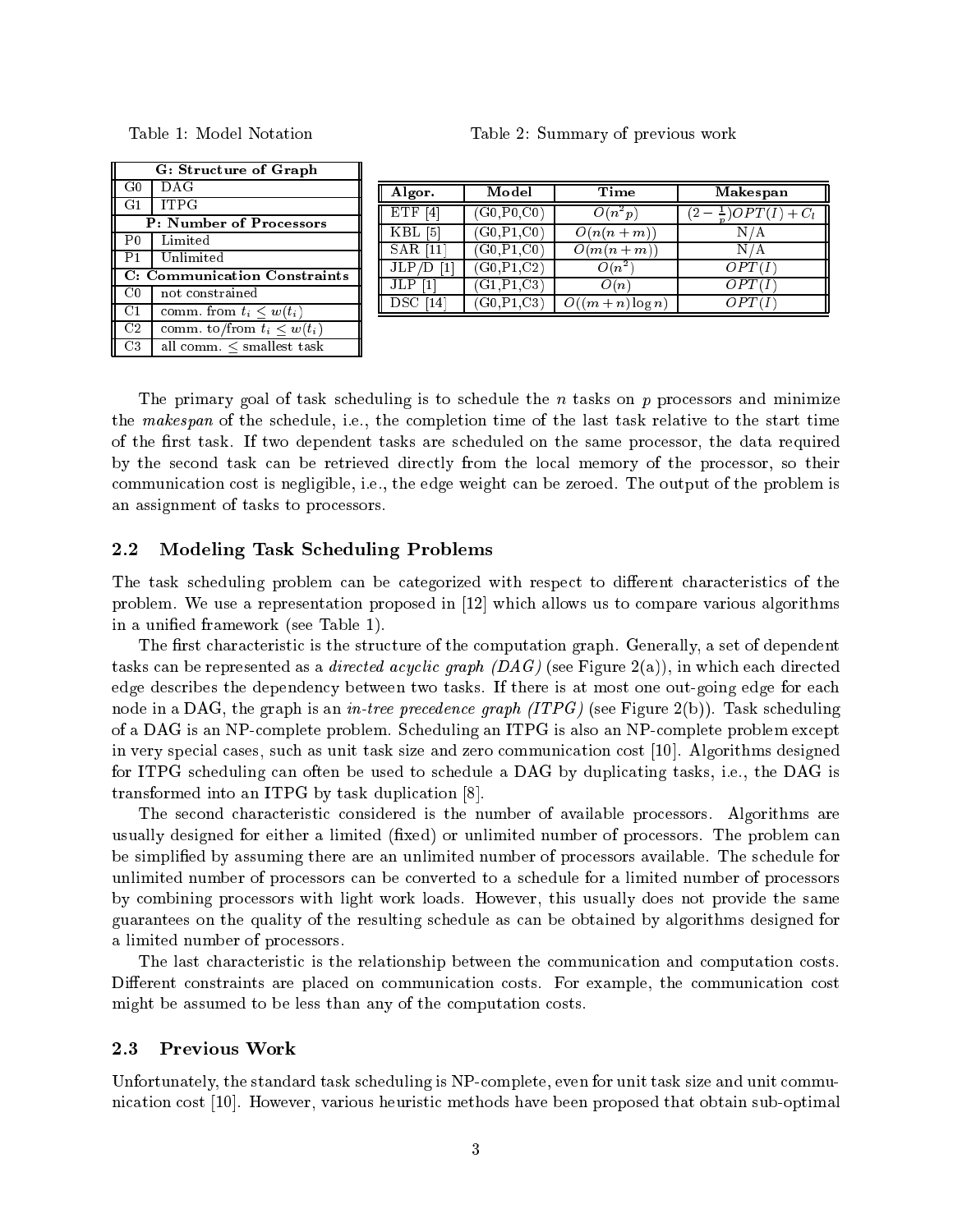Table 1: Model Notation

| G: Structure of Graph | |
|---|---|
| G0 | DAG |
| G1 | ITPG |
| **P: Number of Processors** | |
| P0 | Limited |
| P1 | Unlimited |
| **C: Communication Constraints** | |
| C0 | not constrained |
| C1 | comm. from $t_i \leq w(t_i)$ |
| C2 | comm. to/from $t_i \leq w(t_i)$ |
| C3 | all comm. $\leq$ smallest task |

Table 2: Summary of previous work

| Algor. | Model | Time | Makespan |
|---|---|---|---|
| ETF [4] | (G0,P0,C0) | $O(n^2p)$ | $(2-\frac{1}{p})OPT(I)+C_l$ |
| KBL [5] | (G0,P1,C0) | $O(n(n+m))$ | N/A |
| SAR [11] | (G0,P1,C0) | $O(m(n+m))$ | N/A |
| JLP/D [1] | (G0,P1,C2) | $O(n^2)$ | $OPT(I)$ |
| JLP [1] | (G1,P1,C3) | $O(n)$ | $OPT(I)$ |
| DSC [14] | (G0,P1,C3) | $O((m+n)\log n)$ | $OPT(I)$ |

The primary goal of task scheduling is to schedule the $n$ tasks on $p$ processors and minimize the *makespan* of the schedule, i.e., the completion time of the last task relative to the start time of the first task. If two dependent tasks are scheduled on the same processor, the data required by the second task can be retrieved directly from the local memory of the processor, so their communication cost is negligible, i.e., the edge weight can be zeroed. The output of the problem is an assignment of tasks to processors.

## 2.2 Modeling Task Scheduling Problems

The task scheduling problem can be categorized with respect to different characteristics of the problem. We use a representation proposed in [12] which allows us to compare various algorithms in a unified framework (see Table 1).

The first characteristic is the structure of the computation graph. Generally, a set of dependent tasks can be represented as a *directed acyclic graph (DAG)* (see Figure 2(a)), in which each directed edge describes the dependency between two tasks. If there is at most one out-going edge for each node in a DAG, the graph is an *in-tree precedence graph (ITPG)* (see Figure 2(b)). Task scheduling of a DAG is an NP-complete problem. Scheduling an ITPG is also an NP-complete problem except in very special cases, such as unit task size and zero communication cost [10]. Algorithms designed for ITPG scheduling can often be used to schedule a DAG by duplicating tasks, i.e., the DAG is transformed into an ITPG by task duplication [8].

The second characteristic considered is the number of available processors. Algorithms are usually designed for either a limited (fixed) or unlimited number of processors. The problem can be simplified by assuming there are an unlimited number of processors available. The schedule for unlimited number of processors can be converted to a schedule for a limited number of processors by combining processors with light work loads. However, this usually does not provide the same guarantees on the quality of the resulting schedule as can be obtained by algorithms designed for a limited number of processors.

The last characteristic is the relationship between the communication and computation costs. Different constraints are placed on communication costs. For example, the communication cost might be assumed to be less than any of the computation costs.

## 2.3 Previous Work

Unfortunately, the standard task scheduling is NP-complete, even for unit task size and unit communication cost [10]. However, various heuristic methods have been proposed that obtain sub-optimal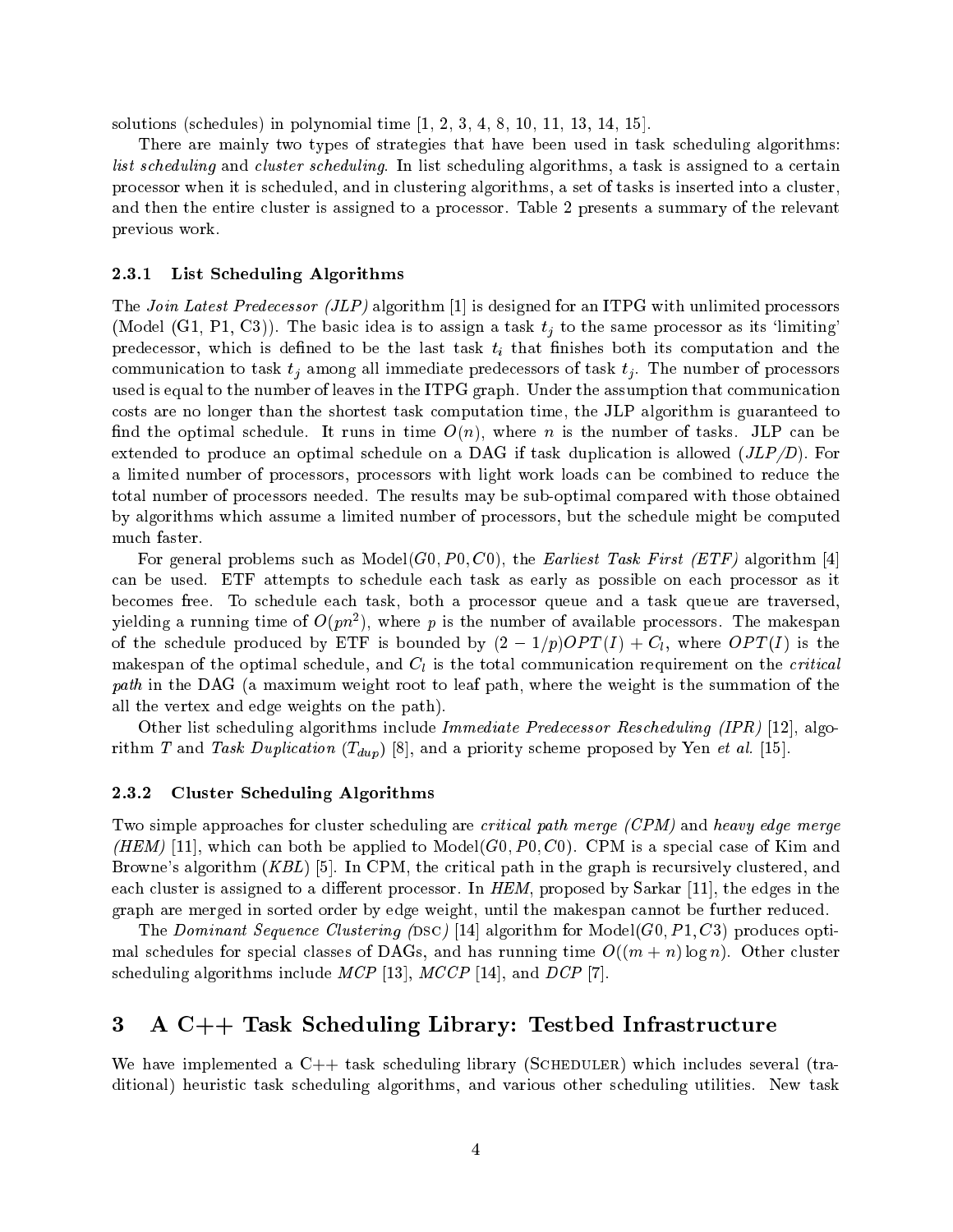solutions (schedules) in polynomial time [1, 2, 3, 4, 8, 10, 11, 13, 14, 15].

There are mainly two types of strategies that have been used in task scheduling algorithms: *list scheduling* and *cluster scheduling*. In list scheduling algorithms, a task is assigned to a certain processor when it is scheduled, and in clustering algorithms, a set of tasks is inserted into a cluster, and then the entire cluster is assigned to a processor. Table 2 presents a summary of the relevant previous work.

### 2.3.1 List Scheduling Algorithms

The *Join Latest Predecessor (JLP)* algorithm [1] is designed for an ITPG with unlimited processors (Model (G1, P1, C3)). The basic idea is to assign a task $t_j$ to the same processor as its 'limiting' predecessor, which is defined to be the last task $t_i$ that finishes both its computation and the communication to task $t_j$ among all immediate predecessors of task $t_j$. The number of processors used is equal to the number of leaves in the ITPG graph. Under the assumption that communication costs are no longer than the shortest task computation time, the JLP algorithm is guaranteed to find the optimal schedule. It runs in time $O(n)$, where $n$ is the number of tasks. JLP can be extended to produce an optimal schedule on a DAG if task duplication is allowed (*JLP/D*). For a limited number of processors, processors with light work loads can be combined to reduce the total number of processors needed. The results may be sub-optimal compared with those obtained by algorithms which assume a limited number of processors, but the schedule might be computed much faster.

For general problems such as Model$(G0, P0, C0)$, the *Earliest Task First (ETF)* algorithm [4] can be used. ETF attempts to schedule each task as early as possible on each processor as it becomes free. To schedule each task, both a processor queue and a task queue are traversed, yielding a running time of $O(pn^2)$, where $p$ is the number of available processors. The makespan of the schedule produced by ETF is bounded by $(2 - 1/p)OPT(I) + C_l$, where $OPT(I)$ is the makespan of the optimal schedule, and $C_l$ is the total communication requirement on the *critical path* in the DAG (a maximum weight root to leaf path, where the weight is the summation of the all the vertex and edge weights on the path).

Other list scheduling algorithms include *Immediate Predecessor Rescheduling (IPR)* [12], algorithm *T* and *Task Duplication* ($T_{dup}$) [8], and a priority scheme proposed by Yen *et al.* [15].

### 2.3.2 Cluster Scheduling Algorithms

Two simple approaches for cluster scheduling are *critical path merge (CPM)* and *heavy edge merge (HEM)* [11], which can both be applied to Model$(G0, P0, C0)$. CPM is a special case of Kim and Browne's algorithm (*KBL*) [5]. In CPM, the critical path in the graph is recursively clustered, and each cluster is assigned to a different processor. In *HEM*, proposed by Sarkar [11], the edges in the graph are merged in sorted order by edge weight, until the makespan cannot be further reduced.

The *Dominant Sequence Clustering (DSC)* [14] algorithm for Model$(G0, P1, C3)$ produces optimal schedules for special classes of DAGs, and has running time $O((m + n)\log n)$. Other cluster scheduling algorithms include *MCP* [13], *MCCP* [14], and *DCP* [7].

## 3 A C++ Task Scheduling Library: Testbed Infrastructure

We have implemented a C++ task scheduling library (SCHEDULER) which includes several (traditional) heuristic task scheduling algorithms, and various other scheduling utilities. New task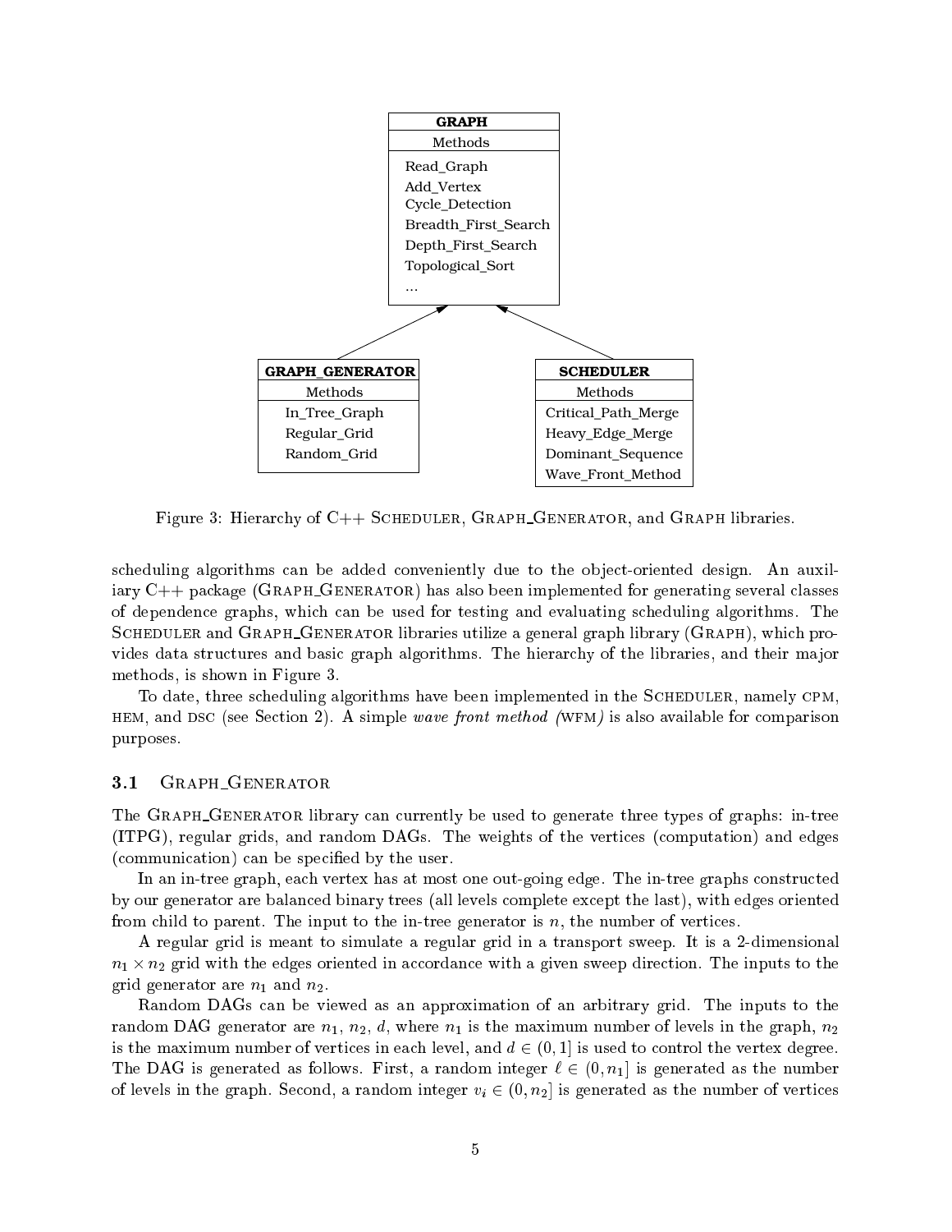| GRAPH |
|---|
| Methods |
| Read_Graph |
| Add_Vertex |
| Cycle_Detection |
| Breadth_First_Search |
| Depth_First_Search |
| Topological_Sort |
| ... |

| GRAPH_GENERATOR |
|---|
| Methods |
| In_Tree_Graph |
| Regular_Grid |
| Random_Grid |

| SCHEDULER |
|---|
| Methods |
| Critical_Path_Merge |
| Heavy_Edge_Merge |
| Dominant_Sequence |
| Wave_Front_Method |

Figure 3: Hierarchy of C++ SCHEDULER, GRAPH_GENERATOR, and GRAPH libraries.

scheduling algorithms can be added conveniently due to the object-oriented design. An auxiliary C++ package (GRAPH_GENERATOR) has also been implemented for generating several classes of dependence graphs, which can be used for testing and evaluating scheduling algorithms. The SCHEDULER and GRAPH_GENERATOR libraries utilize a general graph library (GRAPH), which provides data structures and basic graph algorithms. The hierarchy of the libraries, and their major methods, is shown in Figure 3.

To date, three scheduling algorithms have been implemented in the SCHEDULER, namely CPM, HEM, and DSC (see Section 2). A simple *wave front method (*WFM*)* is also available for comparison purposes.

### 3.1 GRAPH_GENERATOR

The GRAPH_GENERATOR library can currently be used to generate three types of graphs: in-tree (ITPG), regular grids, and random DAGs. The weights of the vertices (computation) and edges (communication) can be specified by the user.

In an in-tree graph, each vertex has at most one out-going edge. The in-tree graphs constructed by our generator are balanced binary trees (all levels complete except the last), with edges oriented from child to parent. The input to the in-tree generator is $n$, the number of vertices.

A regular grid is meant to simulate a regular grid in a transport sweep. It is a 2-dimensional $n_1 \times n_2$ grid with the edges oriented in accordance with a given sweep direction. The inputs to the grid generator are $n_1$ and $n_2$.

Random DAGs can be viewed as an approximation of an arbitrary grid. The inputs to the random DAG generator are $n_1$, $n_2$, $d$, where $n_1$ is the maximum number of levels in the graph, $n_2$ is the maximum number of vertices in each level, and $d \in (0, 1]$ is used to control the vertex degree. The DAG is generated as follows. First, a random integer $\ell \in (0, n_1]$ is generated as the number of levels in the graph. Second, a random integer $v_i \in (0, n_2]$ is generated as the number of vertices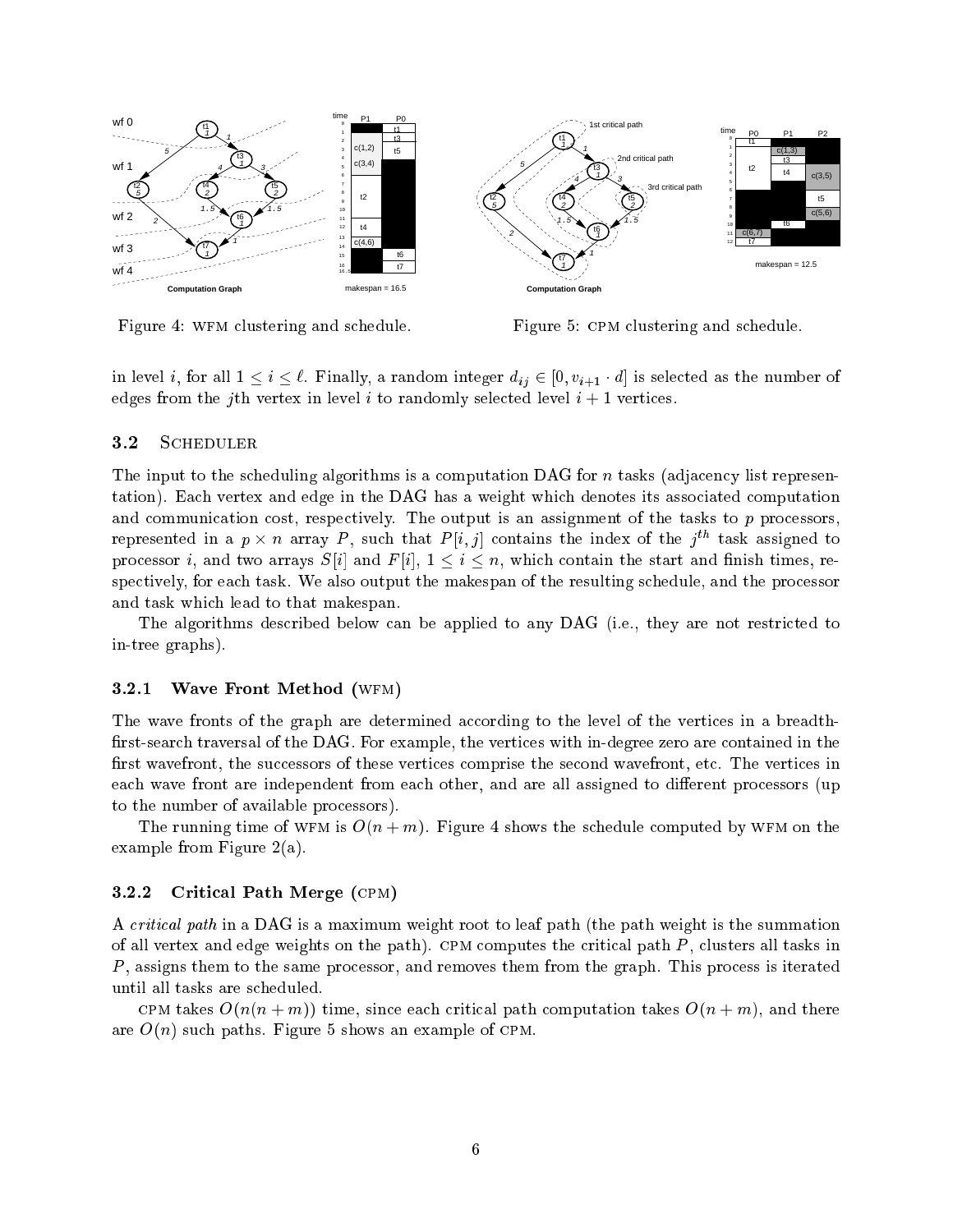Figure 4: WFM clustering and schedule.

Figure 5: CPM clustering and schedule.

in level $i$, for all $1 \leq i \leq \ell$. Finally, a random integer $d_{ij} \in [0, v_{i+1} \cdot d]$ is selected as the number of edges from the $j$th vertex in level $i$ to randomly selected level $i+1$ vertices.

## 3.2 Scheduler

The input to the scheduling algorithms is a computation DAG for $n$ tasks (adjacency list representation). Each vertex and edge in the DAG has a weight which denotes its associated computation and communication cost, respectively. The output is an assignment of the tasks to $p$ processors, represented in a $p \times n$ array $P$, such that $P[i,j]$ contains the index of the $j^{th}$ task assigned to processor $i$, and two arrays $S[i]$ and $F[i]$, $1 \leq i \leq n$, which contain the start and finish times, respectively, for each task. We also output the makespan of the resulting schedule, and the processor and task which lead to that makespan.

The algorithms described below can be applied to any DAG (i.e., they are not restricted to in-tree graphs).

### 3.2.1 Wave Front Method (WFM)

The wave fronts of the graph are determined according to the level of the vertices in a breadth-first-search traversal of the DAG. For example, the vertices with in-degree zero are contained in the first wavefront, the successors of these vertices comprise the second wavefront, etc. The vertices in each wave front are independent from each other, and are all assigned to different processors (up to the number of available processors).

The running time of WFM is $O(n+m)$. Figure 4 shows the schedule computed by WFM on the example from Figure 2(a).

### 3.2.2 Critical Path Merge (CPM)

A *critical path* in a DAG is a maximum weight root to leaf path (the path weight is the summation of all vertex and edge weights on the path). CPM computes the critical path $P$, clusters all tasks in $P$, assigns them to the same processor, and removes them from the graph. This process is iterated until all tasks are scheduled.

CPM takes $O(n(n+m))$ time, since each critical path computation takes $O(n+m)$, and there are $O(n)$ such paths. Figure 5 shows an example of CPM.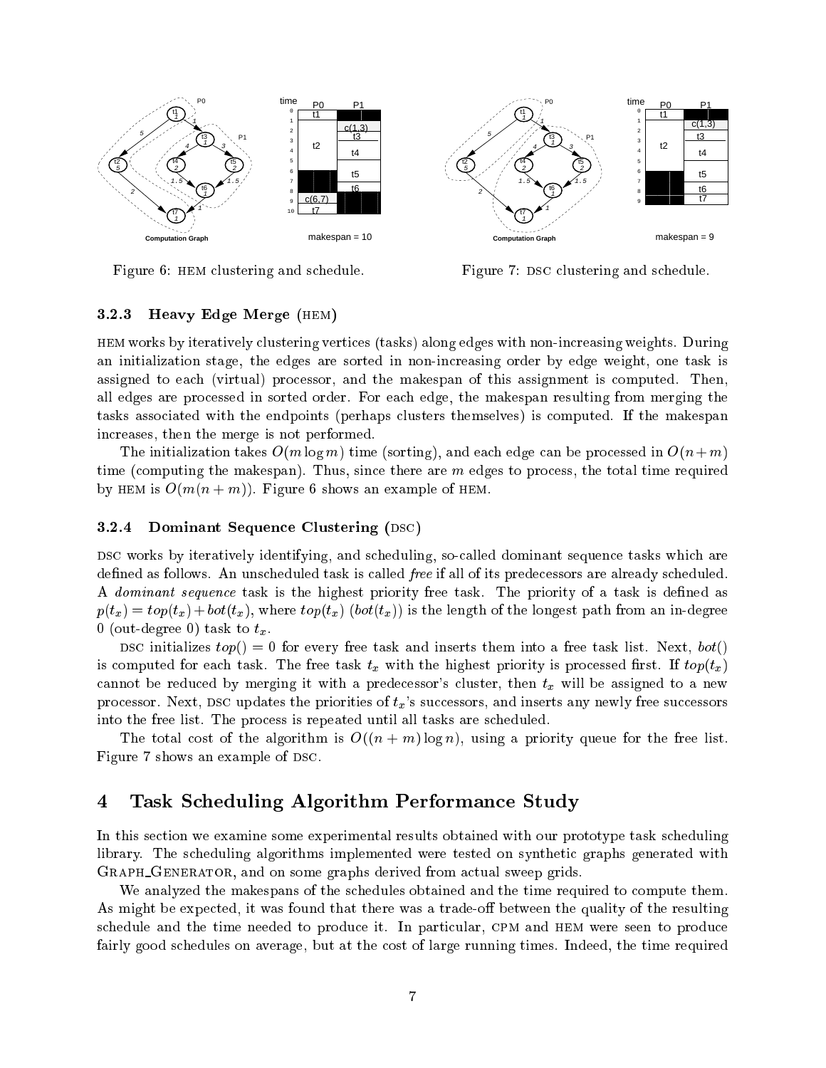Figure 6: HEM clustering and schedule.

Figure 7: DSC clustering and schedule.

### 3.2.3 Heavy Edge Merge (HEM)

HEM works by iteratively clustering vertices (tasks) along edges with non-increasing weights. During an initialization stage, the edges are sorted in non-increasing order by edge weight, one task is assigned to each (virtual) processor, and the makespan of this assignment is computed. Then, all edges are processed in sorted order. For each edge, the makespan resulting from merging the tasks associated with the endpoints (perhaps clusters themselves) is computed. If the makespan increases, then the merge is not performed.

The initialization takes $O(m \log m)$ time (sorting), and each edge can be processed in $O(n+m)$ time (computing the makespan). Thus, since there are $m$ edges to process, the total time required by HEM is $O(m(n+m))$. Figure 6 shows an example of HEM.

### 3.2.4 Dominant Sequence Clustering (DSC)

DSC works by iteratively identifying, and scheduling, so-called dominant sequence tasks which are defined as follows. An unscheduled task is called *free* if all of its predecessors are already scheduled. A *dominant sequence* task is the highest priority free task. The priority of a task is defined as $p(t_x) = top(t_x) + bot(t_x)$, where $top(t_x)$ ($bot(t_x)$) is the length of the longest path from an in-degree 0 (out-degree 0) task to $t_x$.

DSC initializes $top() = 0$ for every free task and inserts them into a free task list. Next, $bot()$ is computed for each task. The free task $t_x$ with the highest priority is processed first. If $top(t_x)$ cannot be reduced by merging it with a predecessor's cluster, then $t_x$ will be assigned to a new processor. Next, DSC updates the priorities of $t_x$'s successors, and inserts any newly free successors into the free list. The process is repeated until all tasks are scheduled.

The total cost of the algorithm is $O((n+m)\log n)$, using a priority queue for the free list. Figure 7 shows an example of DSC.

## 4 Task Scheduling Algorithm Performance Study

In this section we examine some experimental results obtained with our prototype task scheduling library. The scheduling algorithms implemented were tested on synthetic graphs generated with GRAPH_GENERATOR, and on some graphs derived from actual sweep grids.

We analyzed the makespans of the schedules obtained and the time required to compute them. As might be expected, it was found that there was a trade-off between the quality of the resulting schedule and the time needed to produce it. In particular, CPM and HEM were seen to produce fairly good schedules on average, but at the cost of large running times. Indeed, the time required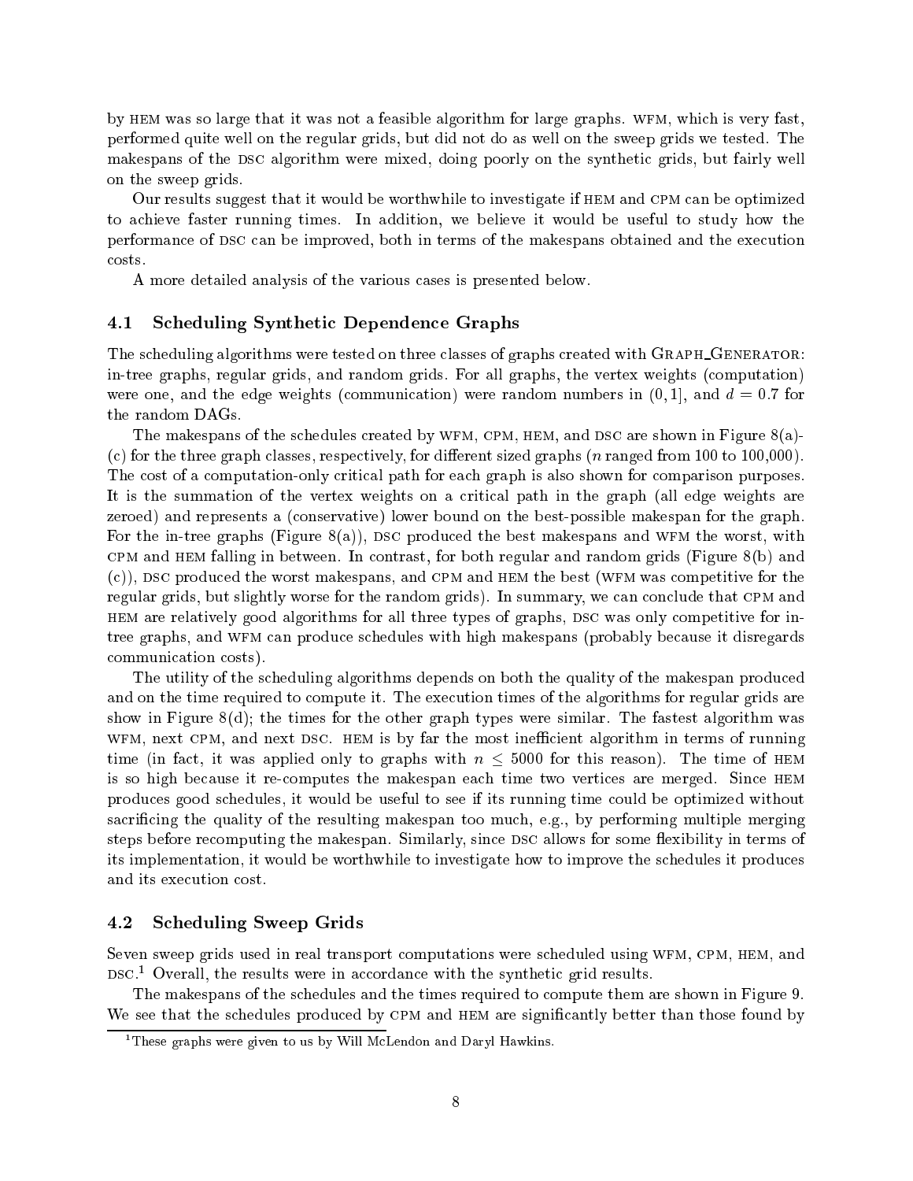by HEM was so large that it was not a feasible algorithm for large graphs. WFM, which is very fast, performed quite well on the regular grids, but did not do as well on the sweep grids we tested. The makespans of the DSC algorithm were mixed, doing poorly on the synthetic grids, but fairly well on the sweep grids.

Our results suggest that it would be worthwhile to investigate if HEM and CPM can be optimized to achieve faster running times. In addition, we believe it would be useful to study how the performance of DSC can be improved, both in terms of the makespans obtained and the execution costs.

A more detailed analysis of the various cases is presented below.

### 4.1 Scheduling Synthetic Dependence Graphs

The scheduling algorithms were tested on three classes of graphs created with GRAPH_GENERATOR: in-tree graphs, regular grids, and random grids. For all graphs, the vertex weights (computation) were one, and the edge weights (communication) were random numbers in $(0, 1]$, and $d = 0.7$ for the random DAGs.

The makespans of the schedules created by WFM, CPM, HEM, and DSC are shown in Figure 8(a)-(c) for the three graph classes, respectively, for different sized graphs ($n$ ranged from 100 to 100,000). The cost of a computation-only critical path for each graph is also shown for comparison purposes. It is the summation of the vertex weights on a critical path in the graph (all edge weights are zeroed) and represents a (conservative) lower bound on the best-possible makespan for the graph. For the in-tree graphs (Figure 8(a)), DSC produced the best makespans and WFM the worst, with CPM and HEM falling in between. In contrast, for both regular and random grids (Figure 8(b) and (c)), DSC produced the worst makespans, and CPM and HEM the best (WFM was competitive for the regular grids, but slightly worse for the random grids). In summary, we can conclude that CPM and HEM are relatively good algorithms for all three types of graphs, DSC was only competitive for in-tree graphs, and WFM can produce schedules with high makespans (probably because it disregards communication costs).

The utility of the scheduling algorithms depends on both the quality of the makespan produced and on the time required to compute it. The execution times of the algorithms for regular grids are show in Figure 8(d); the times for the other graph types were similar. The fastest algorithm was WFM, next CPM, and next DSC. HEM is by far the most inefficient algorithm in terms of running time (in fact, it was applied only to graphs with $n \leq 5000$ for this reason). The time of HEM is so high because it re-computes the makespan each time two vertices are merged. Since HEM produces good schedules, it would be useful to see if its running time could be optimized without sacrificing the quality of the resulting makespan too much, e.g., by performing multiple merging steps before recomputing the makespan. Similarly, since DSC allows for some flexibility in terms of its implementation, it would be worthwhile to investigate how to improve the schedules it produces and its execution cost.

### 4.2 Scheduling Sweep Grids

Seven sweep grids used in real transport computations were scheduled using WFM, CPM, HEM, and DSC.[1] Overall, the results were in accordance with the synthetic grid results.

The makespans of the schedules and the times required to compute them are shown in Figure 9. We see that the schedules produced by CPM and HEM are significantly better than those found by

[1] These graphs were given to us by Will McLendon and Daryl Hawkins.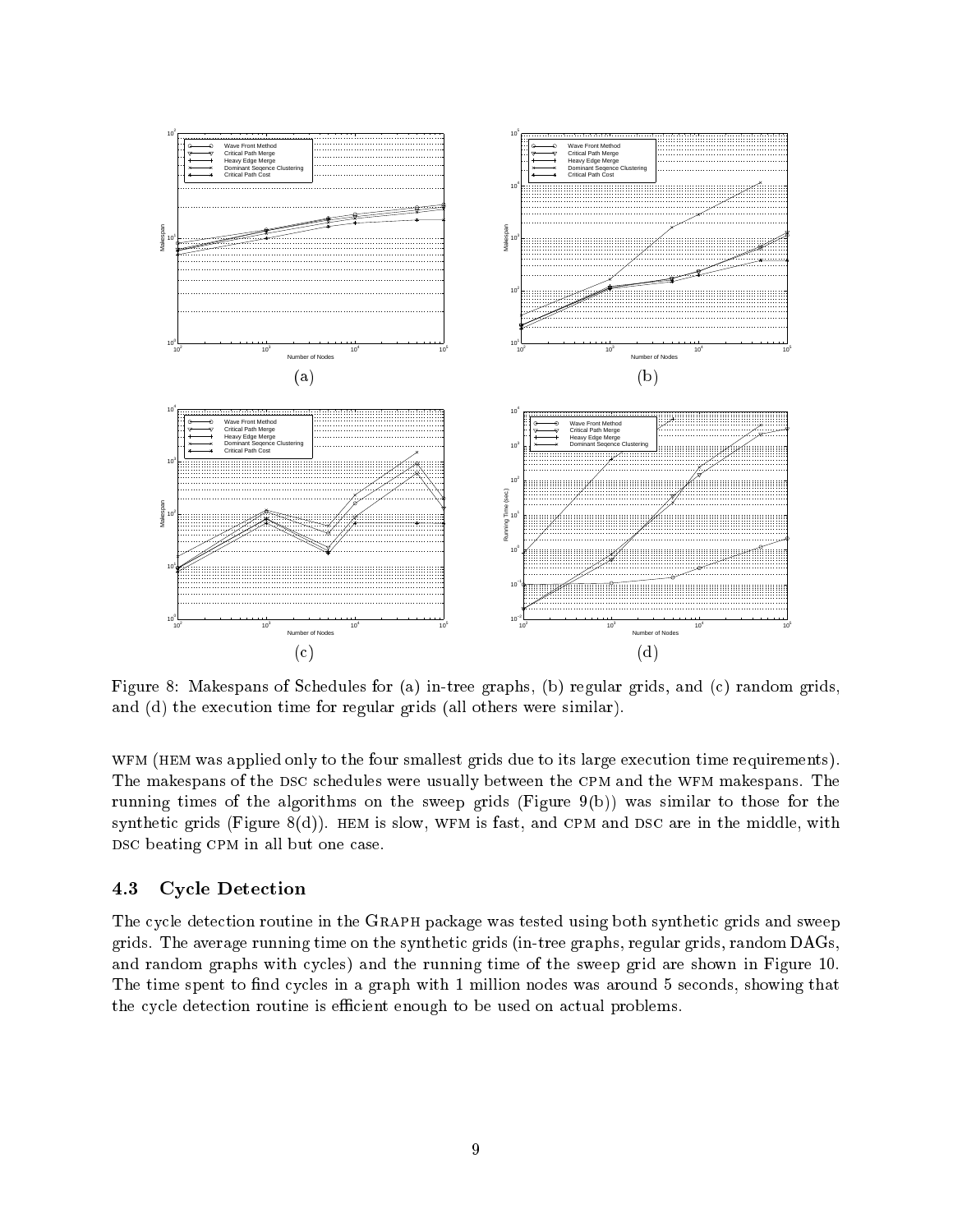Figure 8: Makespans of Schedules for (a) in-tree graphs, (b) regular grids, and (c) random grids, and (d) the execution time for regular grids (all others were similar).

WFM (HEM was applied only to the four smallest grids due to its large execution time requirements). The makespans of the DSC schedules were usually between the CPM and the WFM makespans. The running times of the algorithms on the sweep grids (Figure 9(b)) was similar to those for the synthetic grids (Figure 8(d)). HEM is slow, WFM is fast, and CPM and DSC are in the middle, with DSC beating CPM in all but one case.

### 4.3 Cycle Detection

The cycle detection routine in the GRAPH package was tested using both synthetic grids and sweep grids. The average running time on the synthetic grids (in-tree graphs, regular grids, random DAGs, and random graphs with cycles) and the running time of the sweep grid are shown in Figure 10. The time spent to find cycles in a graph with 1 million nodes was around 5 seconds, showing that the cycle detection routine is efficient enough to be used on actual problems.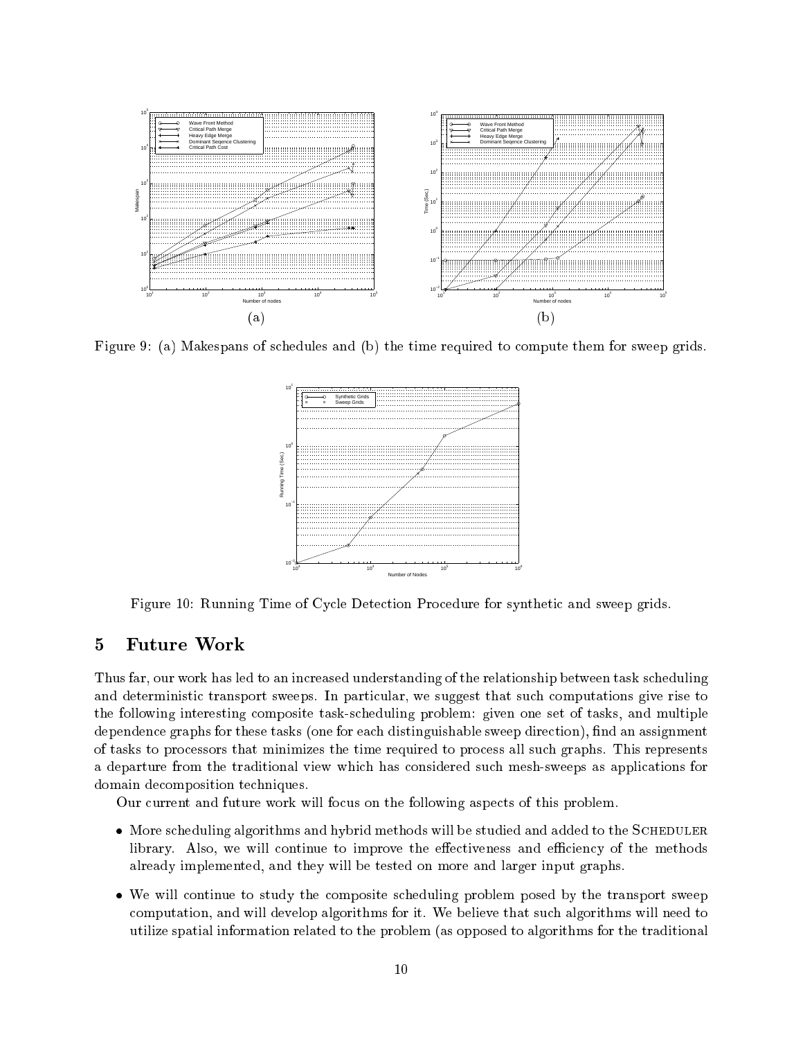Figure 9: (a) Makespans of schedules and (b) the time required to compute them for sweep grids.

Figure 10: Running Time of Cycle Detection Procedure for synthetic and sweep grids.

# 5 Future Work

Thus far, our work has led to an increased understanding of the relationship between task scheduling and deterministic transport sweeps. In particular, we suggest that such computations give rise to the following interesting composite task-scheduling problem: given one set of tasks, and multiple dependence graphs for these tasks (one for each distinguishable sweep direction), find an assignment of tasks to processors that minimizes the time required to process all such graphs. This represents a departure from the traditional view which has considered such mesh-sweeps as applications for domain decomposition techniques.

Our current and future work will focus on the following aspects of this problem.

- More scheduling algorithms and hybrid methods will be studied and added to the SCHEDULER library. Also, we will continue to improve the effectiveness and efficiency of the methods already implemented, and they will be tested on more and larger input graphs.
- We will continue to study the composite scheduling problem posed by the transport sweep computation, and will develop algorithms for it. We believe that such algorithms will need to utilize spatial information related to the problem (as opposed to algorithms for the traditional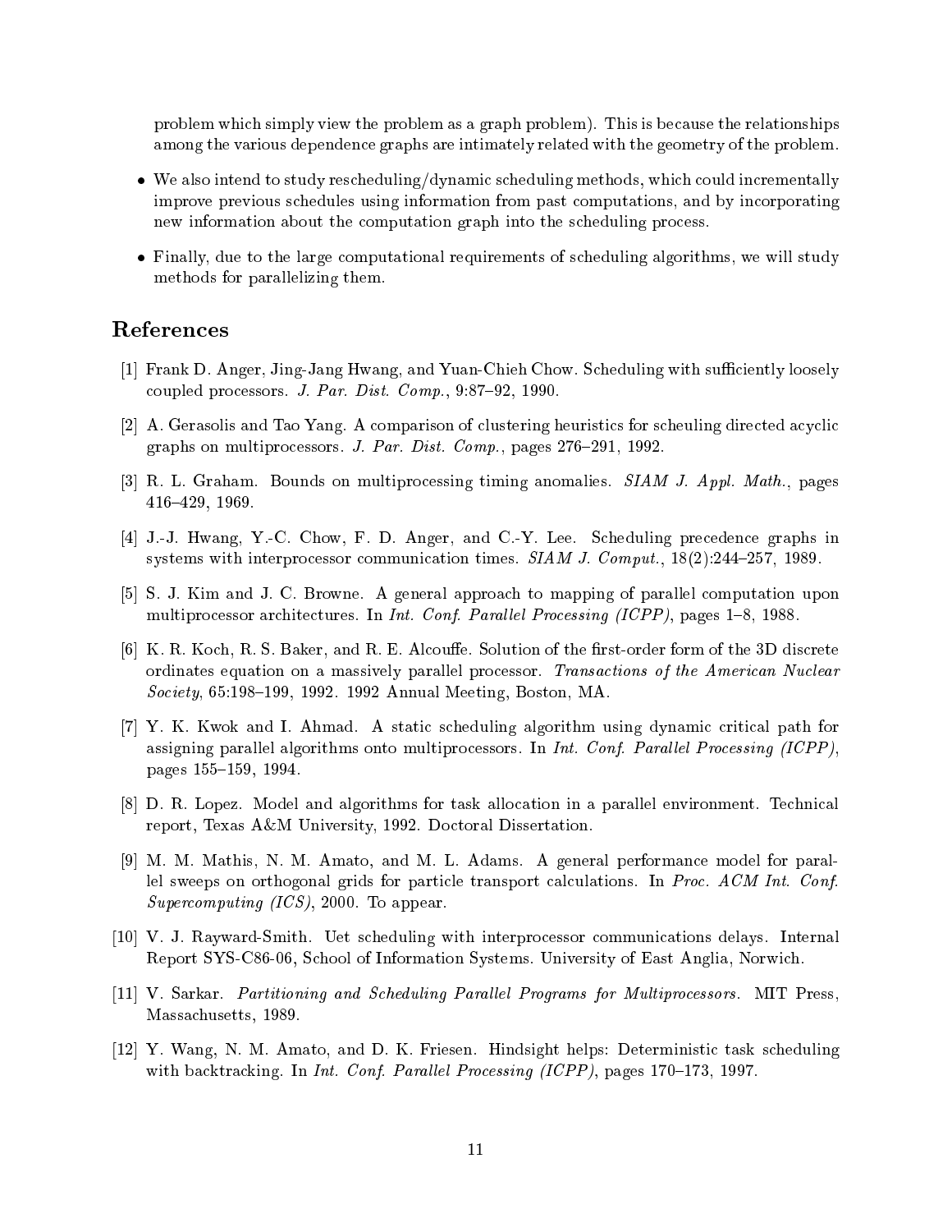problem which simply view the problem as a graph problem). This is because the relationships among the various dependence graphs are intimately related with the geometry of the problem.

- We also intend to study rescheduling/dynamic scheduling methods, which could incrementally improve previous schedules using information from past computations, and by incorporating new information about the computation graph into the scheduling process.

- Finally, due to the large computational requirements of scheduling algorithms, we will study methods for parallelizing them.

## References

[1] Frank D. Anger, Jing-Jang Hwang, and Yuan-Chieh Chow. Scheduling with sufficiently loosely coupled processors. *J. Par. Dist. Comp.*, 9:87–92, 1990.

[2] A. Gerasolis and Tao Yang. A comparison of clustering heuristics for scheuling directed acyclic graphs on multiprocessors. *J. Par. Dist. Comp.*, pages 276–291, 1992.

[3] R. L. Graham. Bounds on multiprocessing timing anomalies. *SIAM J. Appl. Math.*, pages 416–429, 1969.

[4] J.-J. Hwang, Y.-C. Chow, F. D. Anger, and C.-Y. Lee. Scheduling precedence graphs in systems with interprocessor communication times. *SIAM J. Comput.*, 18(2):244–257, 1989.

[5] S. J. Kim and J. C. Browne. A general approach to mapping of parallel computation upon multiprocessor architectures. In *Int. Conf. Parallel Processing (ICPP)*, pages 1–8, 1988.

[6] K. R. Koch, R. S. Baker, and R. E. Alcouffe. Solution of the first-order form of the 3D discrete ordinates equation on a massively parallel processor. *Transactions of the American Nuclear Society*, 65:198–199, 1992. 1992 Annual Meeting, Boston, MA.

[7] Y. K. Kwok and I. Ahmad. A static scheduling algorithm using dynamic critical path for assigning parallel algorithms onto multiprocessors. In *Int. Conf. Parallel Processing (ICPP)*, pages 155–159, 1994.

[8] D. R. Lopez. Model and algorithms for task allocation in a parallel environment. Technical report, Texas A&M University, 1992. Doctoral Dissertation.

[9] M. M. Mathis, N. M. Amato, and M. L. Adams. A general performance model for parallel sweeps on orthogonal grids for particle transport calculations. In *Proc. ACM Int. Conf. Supercomputing (ICS)*, 2000. To appear.

[10] V. J. Rayward-Smith. Uet scheduling with interprocessor communications delays. Internal Report SYS-C86-06, School of Information Systems. University of East Anglia, Norwich.

[11] V. Sarkar. *Partitioning and Scheduling Parallel Programs for Multiprocessors*. MIT Press, Massachusetts, 1989.

[12] Y. Wang, N. M. Amato, and D. K. Friesen. Hindsight helps: Deterministic task scheduling with backtracking. In *Int. Conf. Parallel Processing (ICPP)*, pages 170–173, 1997.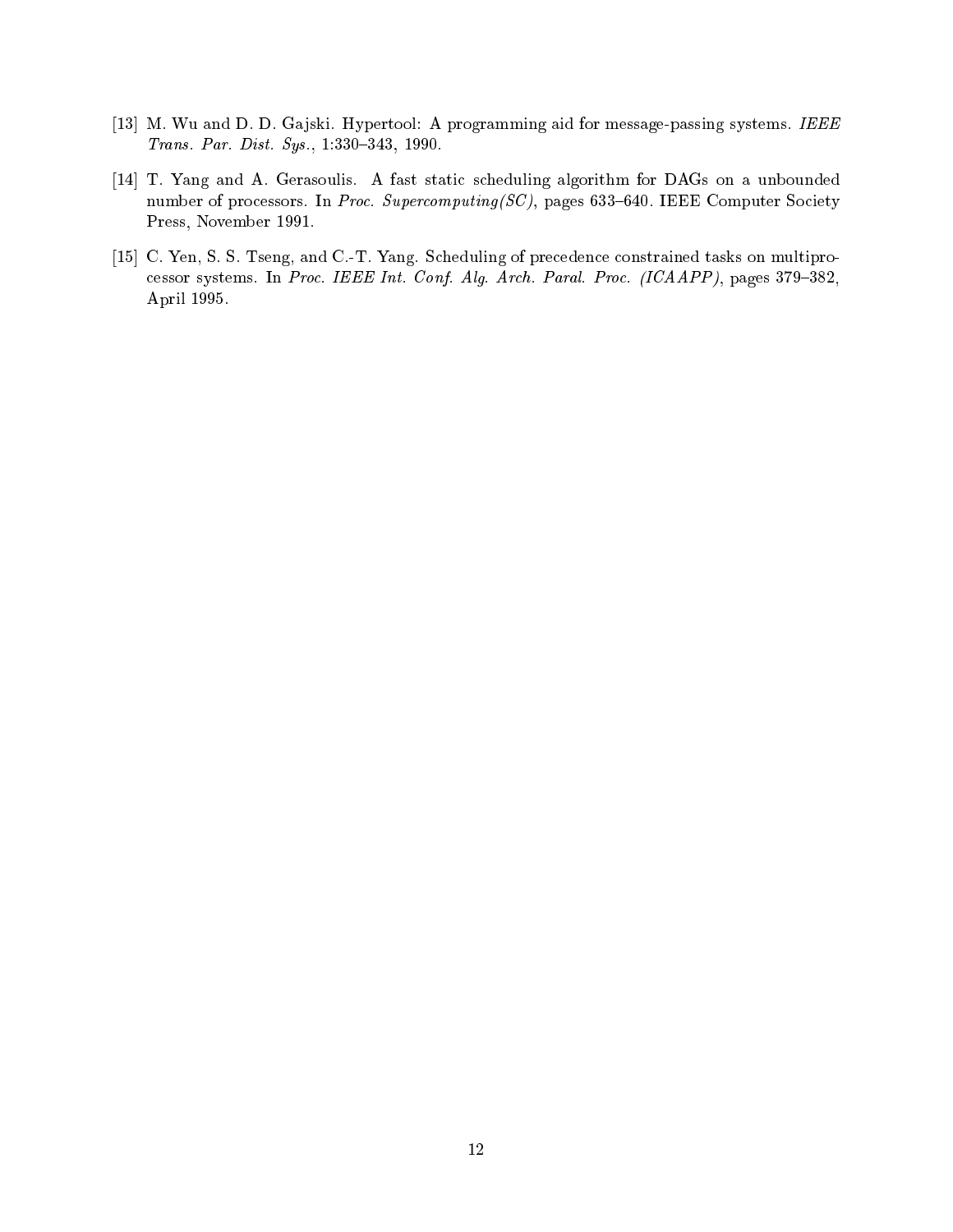[13] M. Wu and D. D. Gajski. Hypertool: A programming aid for message-passing systems. *IEEE Trans. Par. Dist. Sys.*, 1:330–343, 1990.

[14] T. Yang and A. Gerasoulis. A fast static scheduling algorithm for DAGs on a unbounded number of processors. In *Proc. Supercomputing(SC)*, pages 633–640. IEEE Computer Society Press, November 1991.

[15] C. Yen, S. S. Tseng, and C.-T. Yang. Scheduling of precedence constrained tasks on multiprocessor systems. In *Proc. IEEE Int. Conf. Alg. Arch. Paral. Proc. (ICAAPP)*, pages 379–382, April 1995.